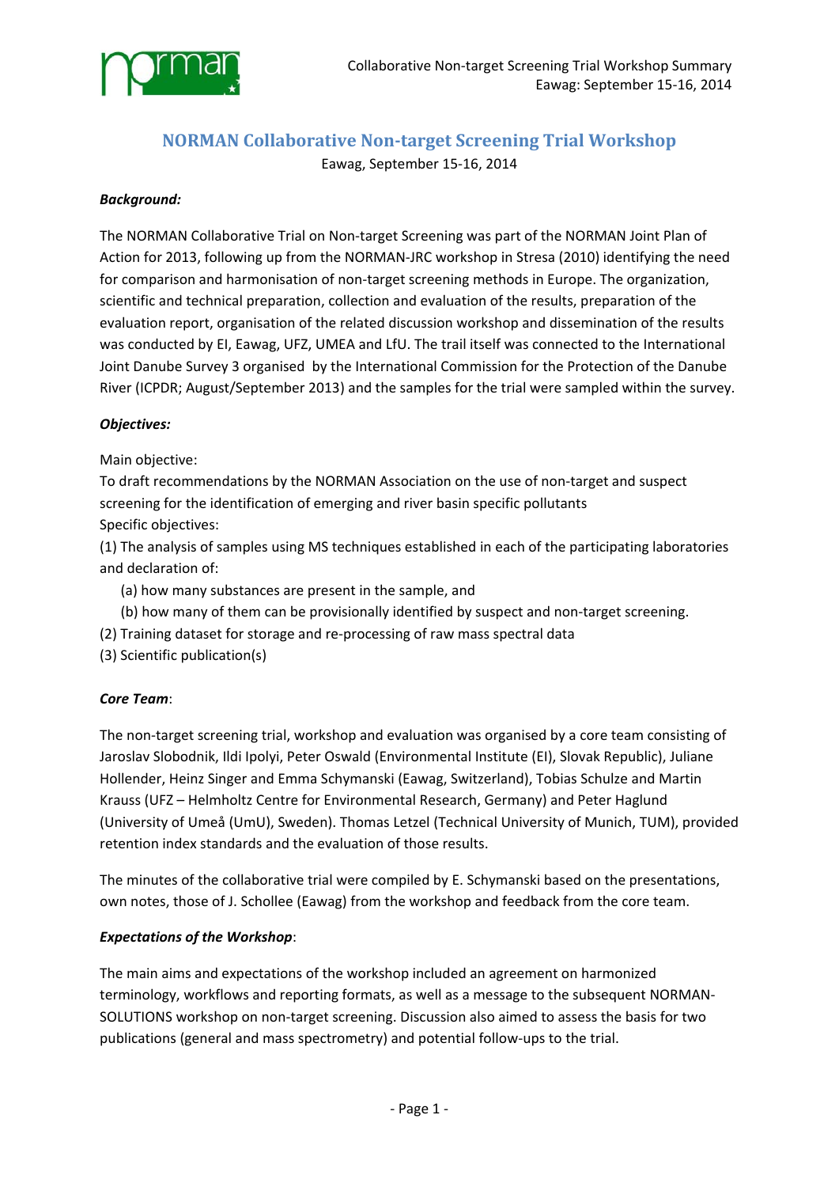# NORMAN Collaborative Non-target Screening Trial Workshop

Eawag, September 15-16, 2014

***Background:***

The NORMAN Collaborative Trial on Non-target Screening was part of the NORMAN Joint Plan of Action for 2013, following up from the NORMAN-JRC workshop in Stresa (2010) identifying the need for comparison and harmonisation of non-target screening methods in Europe. The organization, scientific and technical preparation, collection and evaluation of the results, preparation of the evaluation report, organisation of the related discussion workshop and dissemination of the results was conducted by EI, Eawag, UFZ, UMEA and LfU. The trail itself was connected to the International Joint Danube Survey 3 organised by the International Commission for the Protection of the Danube River (ICPDR; August/September 2013) and the samples for the trial were sampled within the survey.

***Objectives:***

Main objective:
To draft recommendations by the NORMAN Association on the use of non-target and suspect screening for the identification of emerging and river basin specific pollutants
Specific objectives:
(1) The analysis of samples using MS techniques established in each of the participating laboratories and declaration of:

   (a) how many substances are present in the sample, and
   (b) how many of them can be provisionally identified by suspect and non-target screening.

(2) Training dataset for storage and re-processing of raw mass spectral data
(3) Scientific publication(s)

***Core Team*:**

The non-target screening trial, workshop and evaluation was organised by a core team consisting of Jaroslav Slobodnik, Ildi Ipolyi, Peter Oswald (Environmental Institute (EI), Slovak Republic), Juliane Hollender, Heinz Singer and Emma Schymanski (Eawag, Switzerland), Tobias Schulze and Martin Krauss (UFZ – Helmholtz Centre for Environmental Research, Germany) and Peter Haglund (University of Umeå (UmU), Sweden). Thomas Letzel (Technical University of Munich, TUM), provided retention index standards and the evaluation of those results.

The minutes of the collaborative trial were compiled by E. Schymanski based on the presentations, own notes, those of J. Schollee (Eawag) from the workshop and feedback from the core team.

***Expectations of the Workshop*:**

The main aims and expectations of the workshop included an agreement on harmonized terminology, workflows and reporting formats, as well as a message to the subsequent NORMAN-SOLUTIONS workshop on non-target screening. Discussion also aimed to assess the basis for two publications (general and mass spectrometry) and potential follow-ups to the trial.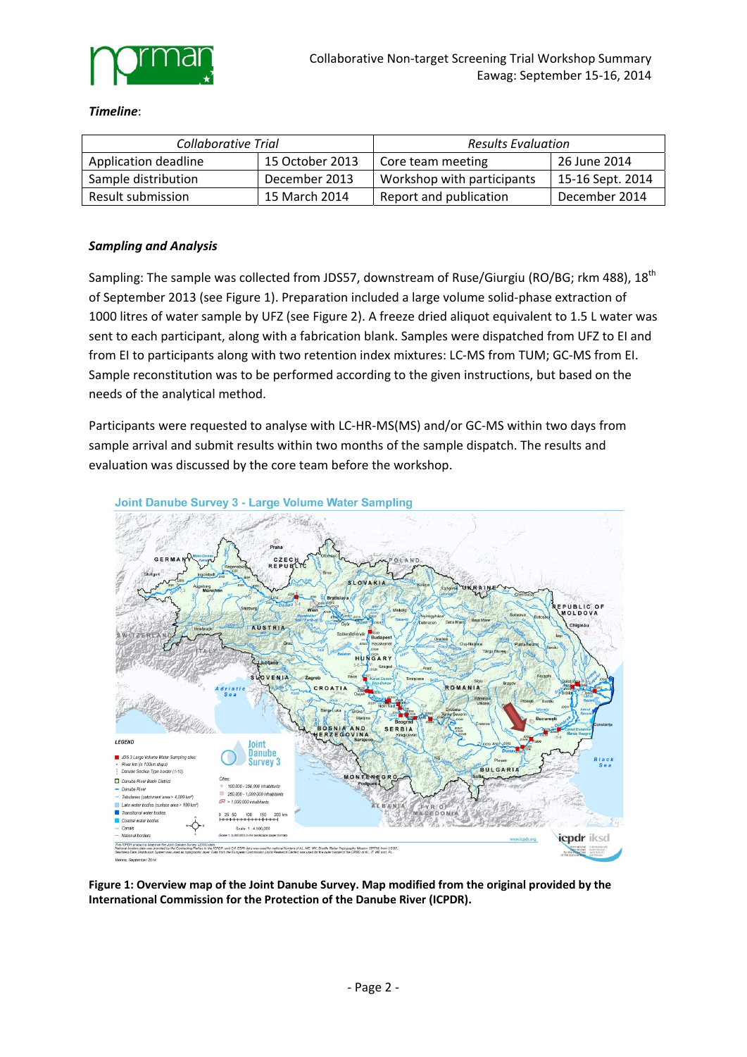***Timeline***:

| *Collaborative Trial* | | *Results Evaluation* | |
|---|---|---|---|
| Application deadline | 15 October 2013 | Core team meeting | 26 June 2014 |
| Sample distribution | December 2013 | Workshop with participants | 15-16 Sept. 2014 |
| Result submission | 15 March 2014 | Report and publication | December 2014 |

### *Sampling and Analysis*

Sampling: The sample was collected from JDS57, downstream of Ruse/Giurgiu (RO/BG; rkm 488), 18th of September 2013 (see Figure 1). Preparation included a large volume solid-phase extraction of 1000 litres of water sample by UFZ (see Figure 2). A freeze dried aliquot equivalent to 1.5 L water was sent to each participant, along with a fabrication blank. Samples were dispatched from UFZ to EI and from EI to participants along with two retention index mixtures: LC-MS from TUM; GC-MS from EI. Sample reconstitution was to be performed according to the given instructions, but based on the needs of the analytical method.

Participants were requested to analyse with LC-HR-MS(MS) and/or GC-MS within two days from sample arrival and submit results within two months of the sample dispatch. The results and evaluation was discussed by the core team before the workshop.

**Figure 1: Overview map of the Joint Danube Survey. Map modified from the original provided by the International Commission for the Protection of the Danube River (ICPDR).**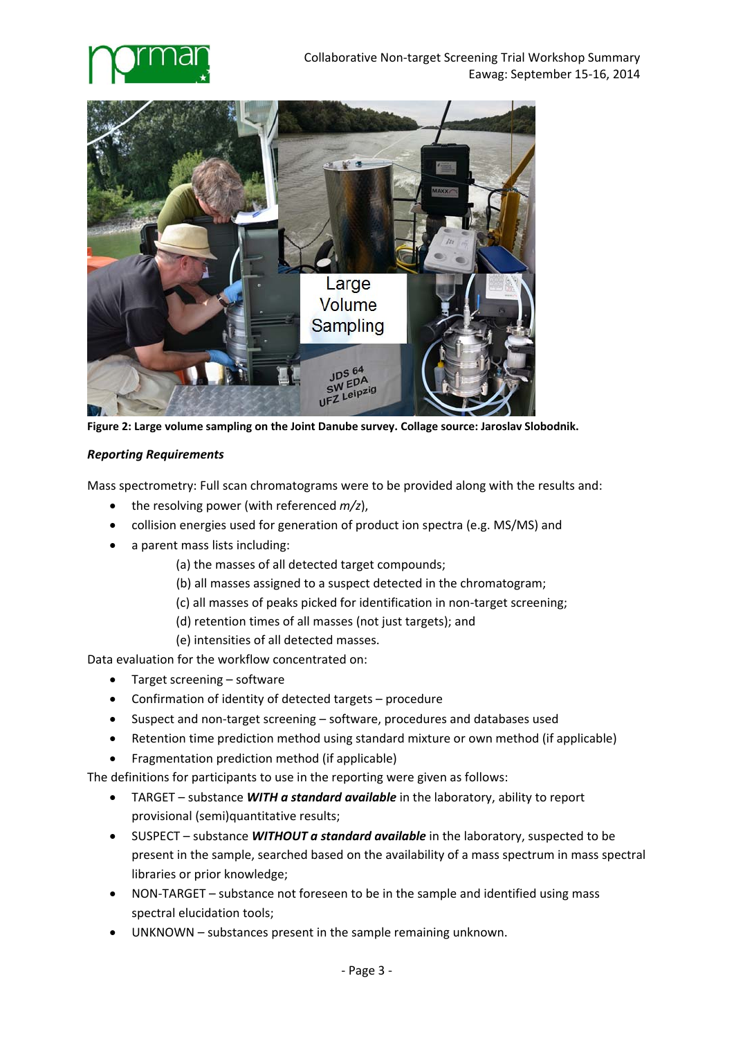Figure 2: Large volume sampling on the Joint Danube survey. Collage source: Jaroslav Slobodnik.

***Reporting Requirements***

Mass spectrometry: Full scan chromatograms were to be provided along with the results and:

- the resolving power (with referenced *m/z*),
- collision energies used for generation of product ion spectra (e.g. MS/MS) and
- a parent mass lists including:
  - (a) the masses of all detected target compounds;
  - (b) all masses assigned to a suspect detected in the chromatogram;
  - (c) all masses of peaks picked for identification in non-target screening;
  - (d) retention times of all masses (not just targets); and
  - (e) intensities of all detected masses.

Data evaluation for the workflow concentrated on:

- Target screening – software
- Confirmation of identity of detected targets – procedure
- Suspect and non-target screening – software, procedures and databases used
- Retention time prediction method using standard mixture or own method (if applicable)
- Fragmentation prediction method (if applicable)

The definitions for participants to use in the reporting were given as follows:

- TARGET – substance ***WITH a standard available*** in the laboratory, ability to report provisional (semi)quantitative results;
- SUSPECT – substance ***WITHOUT a standard available*** in the laboratory, suspected to be present in the sample, searched based on the availability of a mass spectrum in mass spectral libraries or prior knowledge;
- NON-TARGET – substance not foreseen to be in the sample and identified using mass spectral elucidation tools;
- UNKNOWN – substances present in the sample remaining unknown.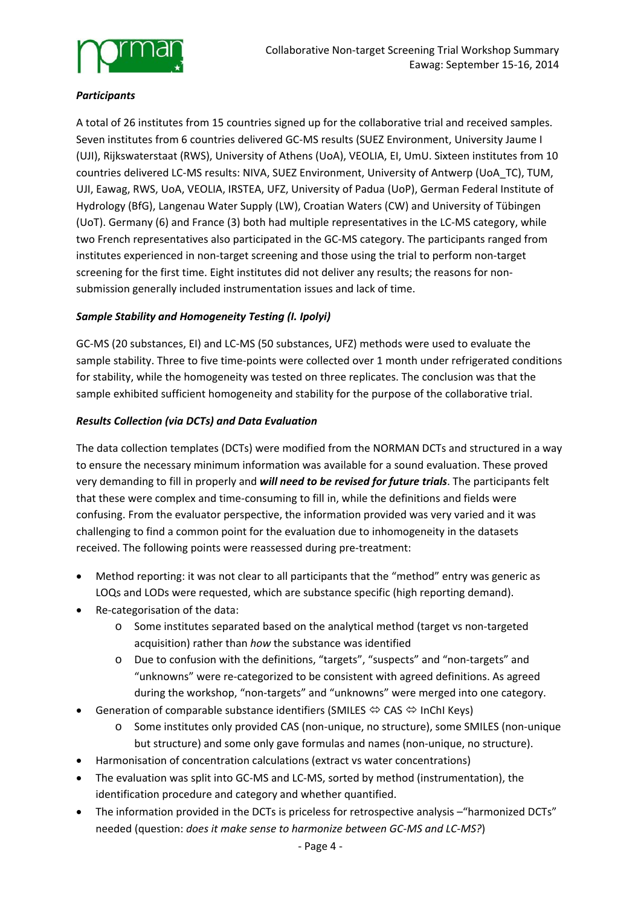***Participants***

A total of 26 institutes from 15 countries signed up for the collaborative trial and received samples. Seven institutes from 6 countries delivered GC-MS results (SUEZ Environment, University Jaume I (UJI), Rijkswaterstaat (RWS), University of Athens (UoA), VEOLIA, EI, UmU. Sixteen institutes from 10 countries delivered LC-MS results: NIVA, SUEZ Environment, University of Antwerp (UoA_TC), TUM, UJI, Eawag, RWS, UoA, VEOLIA, IRSTEA, UFZ, University of Padua (UoP), German Federal Institute of Hydrology (BfG), Langenau Water Supply (LW), Croatian Waters (CW) and University of Tübingen (UoT). Germany (6) and France (3) both had multiple representatives in the LC-MS category, while two French representatives also participated in the GC-MS category. The participants ranged from institutes experienced in non-target screening and those using the trial to perform non-target screening for the first time. Eight institutes did not deliver any results; the reasons for non-submission generally included instrumentation issues and lack of time.

***Sample Stability and Homogeneity Testing (I. Ipolyi)***

GC-MS (20 substances, EI) and LC-MS (50 substances, UFZ) methods were used to evaluate the sample stability. Three to five time-points were collected over 1 month under refrigerated conditions for stability, while the homogeneity was tested on three replicates. The conclusion was that the sample exhibited sufficient homogeneity and stability for the purpose of the collaborative trial.

***Results Collection (via DCTs) and Data Evaluation***

The data collection templates (DCTs) were modified from the NORMAN DCTs and structured in a way to ensure the necessary minimum information was available for a sound evaluation. These proved very demanding to fill in properly and ***will need to be revised for future trials***. The participants felt that these were complex and time-consuming to fill in, while the definitions and fields were confusing. From the evaluator perspective, the information provided was very varied and it was challenging to find a common point for the evaluation due to inhomogeneity in the datasets received. The following points were reassessed during pre-treatment:

- Method reporting: it was not clear to all participants that the "method" entry was generic as LOQs and LODs were requested, which are substance specific (high reporting demand).
- Re-categorisation of the data:
  - Some institutes separated based on the analytical method (target vs non-targeted acquisition) rather than *how* the substance was identified
  - Due to confusion with the definitions, "targets", "suspects" and "non-targets" and "unknowns" were re-categorized to be consistent with agreed definitions. As agreed during the workshop, "non-targets" and "unknowns" were merged into one category.
- Generation of comparable substance identifiers (SMILES ⇔ CAS ⇔ InChI Keys)
  - Some institutes only provided CAS (non-unique, no structure), some SMILES (non-unique but structure) and some only gave formulas and names (non-unique, no structure).
- Harmonisation of concentration calculations (extract vs water concentrations)
- The evaluation was split into GC-MS and LC-MS, sorted by method (instrumentation), the identification procedure and category and whether quantified.
- The information provided in the DCTs is priceless for retrospective analysis –"harmonized DCTs" needed (question: *does it make sense to harmonize between GC-MS and LC-MS?*)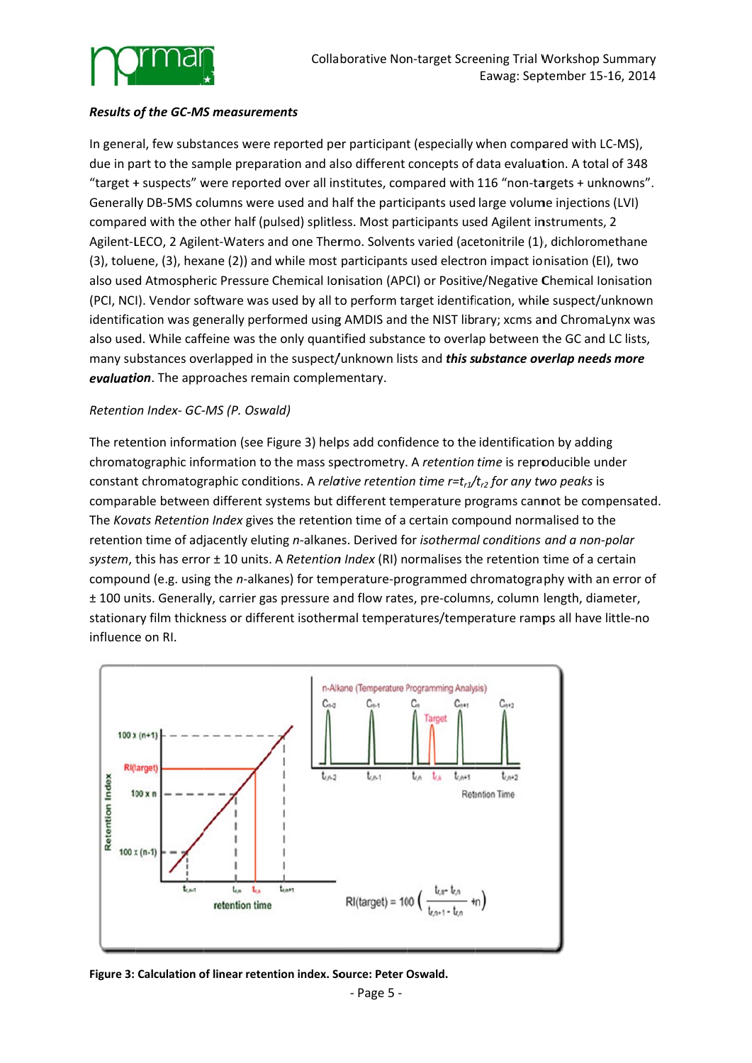***Results of the GC-MS measurements***

In general, few substances were reported per participant (especially when compared with LC-MS), due in part to the sample preparation and also different concepts of data evaluation. A total of 348 "target + suspects" were reported over all institutes, compared with 116 "non-targets + unknowns". Generally DB-5MS columns were used and half the participants used large volume injections (LVI) compared with the other half (pulsed) splitless. Most participants used Agilent instruments, 2 Agilent-LECO, 2 Agilent-Waters and one Thermo. Solvents varied (acetonitrile (1), dichloromethane (3), toluene, (3), hexane (2)) and while most participants used electron impact ionisation (EI), two also used Atmospheric Pressure Chemical Ionisation (APCI) or Positive/Negative Chemical Ionisation (PCI, NCI). Vendor software was used by all to perform target identification, while suspect/unknown identification was generally performed using AMDIS and the NIST library; xcms and ChromaLynx was also used. While caffeine was the only quantified substance to overlap between the GC and LC lists, many substances overlapped in the suspect/unknown lists and ***this substance overlap needs more evaluation***. The approaches remain complementary.

*Retention Index- GC-MS (P. Oswald)*

The retention information (see Figure 3) helps add confidence to the identification by adding chromatographic information to the mass spectrometry. A *retention time* is reproducible under constant chromatographic conditions. A *relative retention time* $r=t_{r1}/t_{r2}$ *for any two peaks* is comparable between different systems but different temperature programs cannot be compensated. The *Kovats Retention Index* gives the retention time of a certain compound normalised to the retention time of adjacently eluting *n*-alkanes. Derived for *isothermal conditions and a non-polar system*, this has error ± 10 units. A *Retention Index* (RI) normalises the retention time of a certain compound (e.g. using the *n*-alkanes) for temperature-programmed chromatography with an error of ± 100 units. Generally, carrier gas pressure and flow rates, pre-columns, column length, diameter, stationary film thickness or different isothermal temperatures/temperature ramps all have little-no influence on RI.

$$RI(target) = 100\left(\frac{t_{r,x} - t_{r,n}}{t_{r,n+1} - t_{r,n}} + n\right)$$

**Figure 3: Calculation of linear retention index. Source: Peter Oswald.**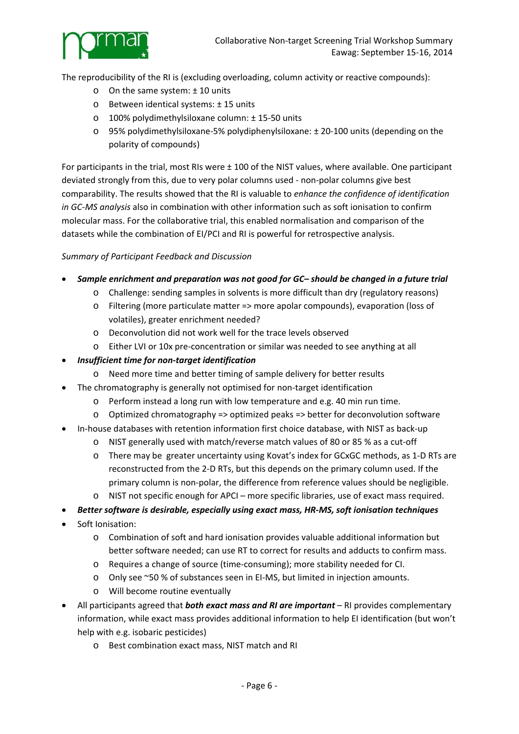The reproducibility of the RI is (excluding overloading, column activity or reactive compounds):

- On the same system: ± 10 units
- Between identical systems: ± 15 units
- 100% polydimethylsiloxane column: ± 15-50 units
- 95% polydimethylsiloxane-5% polydiphenylsiloxane: ± 20-100 units (depending on the polarity of compounds)

For participants in the trial, most RIs were ± 100 of the NIST values, where available. One participant deviated strongly from this, due to very polar columns used - non-polar columns give best comparability. The results showed that the RI is valuable to *enhance the confidence of identification in GC-MS analysis* also in combination with other information such as soft ionisation to confirm molecular mass. For the collaborative trial, this enabled normalisation and comparison of the datasets while the combination of EI/PCI and RI is powerful for retrospective analysis.

*Summary of Participant Feedback and Discussion*

- ***Sample enrichment and preparation was not good for GC– should be changed in a future trial***
  - Challenge: sending samples in solvents is more difficult than dry (regulatory reasons)
  - Filtering (more particulate matter => more apolar compounds), evaporation (loss of volatiles), greater enrichment needed?
  - Deconvolution did not work well for the trace levels observed
  - Either LVI or 10x pre-concentration or similar was needed to see anything at all
- ***Insufficient time for non-target identification***
  - Need more time and better timing of sample delivery for better results
- The chromatography is generally not optimised for non-target identification
  - Perform instead a long run with low temperature and e.g. 40 min run time.
  - Optimized chromatography => optimized peaks => better for deconvolution software
- In-house databases with retention information first choice database, with NIST as back-up
  - NIST generally used with match/reverse match values of 80 or 85 % as a cut-off
  - There may be greater uncertainty using Kovat's index for GCxGC methods, as 1-D RTs are reconstructed from the 2-D RTs, but this depends on the primary column used. If the primary column is non-polar, the difference from reference values should be negligible.
  - NIST not specific enough for APCI – more specific libraries, use of exact mass required.
- ***Better software is desirable, especially using exact mass, HR-MS, soft ionisation techniques***
- Soft Ionisation:
  - Combination of soft and hard ionisation provides valuable additional information but better software needed; can use RT to correct for results and adducts to confirm mass.
  - Requires a change of source (time-consuming); more stability needed for CI.
  - Only see ~50 % of substances seen in EI-MS, but limited in injection amounts.
  - Will become routine eventually
- All participants agreed that ***both exact mass and RI are important*** – RI provides complementary information, while exact mass provides additional information to help EI identification (but won't help with e.g. isobaric pesticides)
  - Best combination exact mass, NIST match and RI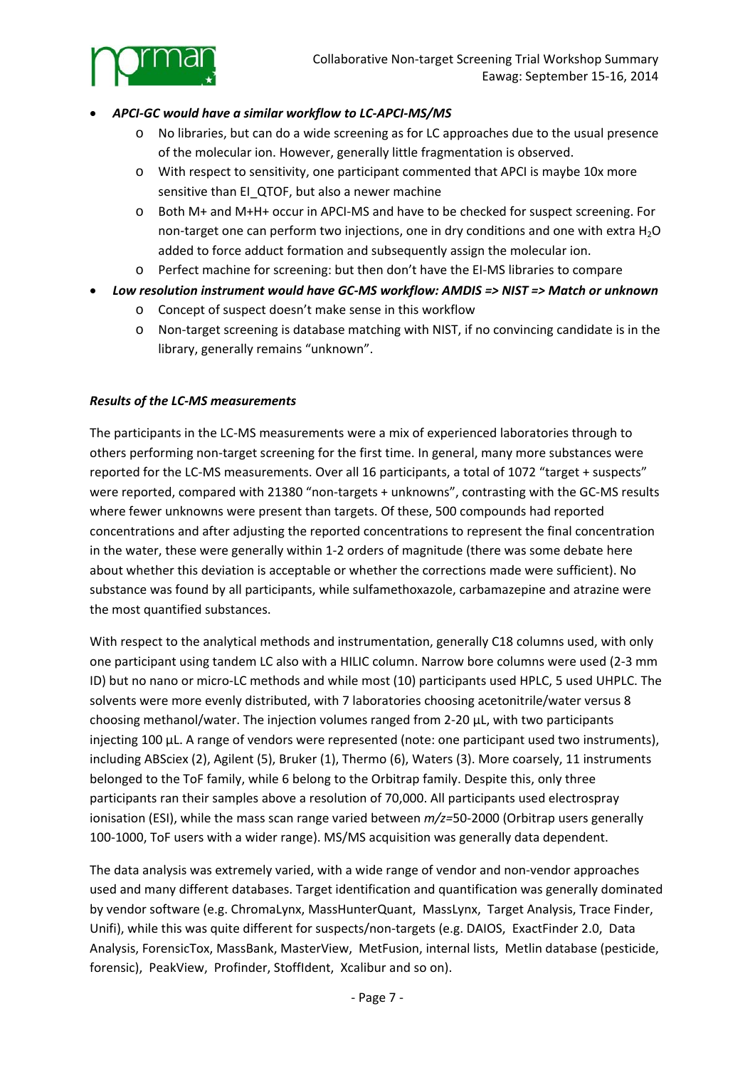- ***APCI-GC would have a similar workflow to LC-APCI-MS/MS***
  - No libraries, but can do a wide screening as for LC approaches due to the usual presence of the molecular ion. However, generally little fragmentation is observed.
  - With respect to sensitivity, one participant commented that APCI is maybe 10x more sensitive than EI_QTOF, but also a newer machine
  - Both M+ and M+H+ occur in APCI-MS and have to be checked for suspect screening. For non-target one can perform two injections, one in dry conditions and one with extra $H_2O$ added to force adduct formation and subsequently assign the molecular ion.
  - Perfect machine for screening: but then don't have the EI-MS libraries to compare
- ***Low resolution instrument would have GC-MS workflow: AMDIS => NIST => Match or unknown***
  - Concept of suspect doesn't make sense in this workflow
  - Non-target screening is database matching with NIST, if no convincing candidate is in the library, generally remains "unknown".

***Results of the LC-MS measurements***

The participants in the LC-MS measurements were a mix of experienced laboratories through to others performing non-target screening for the first time. In general, many more substances were reported for the LC-MS measurements. Over all 16 participants, a total of 1072 "target + suspects" were reported, compared with 21380 "non-targets + unknowns", contrasting with the GC-MS results where fewer unknowns were present than targets. Of these, 500 compounds had reported concentrations and after adjusting the reported concentrations to represent the final concentration in the water, these were generally within 1-2 orders of magnitude (there was some debate here about whether this deviation is acceptable or whether the corrections made were sufficient). No substance was found by all participants, while sulfamethoxazole, carbamazepine and atrazine were the most quantified substances.

With respect to the analytical methods and instrumentation, generally C18 columns used, with only one participant using tandem LC also with a HILIC column. Narrow bore columns were used (2-3 mm ID) but no nano or micro-LC methods and while most (10) participants used HPLC, 5 used UHPLC. The solvents were more evenly distributed, with 7 laboratories choosing acetonitrile/water versus 8 choosing methanol/water. The injection volumes ranged from 2-20 µL, with two participants injecting 100 µL. A range of vendors were represented (note: one participant used two instruments), including ABSciex (2), Agilent (5), Bruker (1), Thermo (6), Waters (3). More coarsely, 11 instruments belonged to the ToF family, while 6 belong to the Orbitrap family. Despite this, only three participants ran their samples above a resolution of 70,000. All participants used electrospray ionisation (ESI), while the mass scan range varied between *m/z*=50-2000 (Orbitrap users generally 100-1000, ToF users with a wider range). MS/MS acquisition was generally data dependent.

The data analysis was extremely varied, with a wide range of vendor and non-vendor approaches used and many different databases. Target identification and quantification was generally dominated by vendor software (e.g. ChromaLynx, MassHunterQuant, MassLynx, Target Analysis, Trace Finder, Unifi), while this was quite different for suspects/non-targets (e.g. DAIOS, ExactFinder 2.0, Data Analysis, ForensicTox, MassBank, MasterView, MetFusion, internal lists, Metlin database (pesticide, forensic), PeakView, Profinder, StoffIdent, Xcalibur and so on).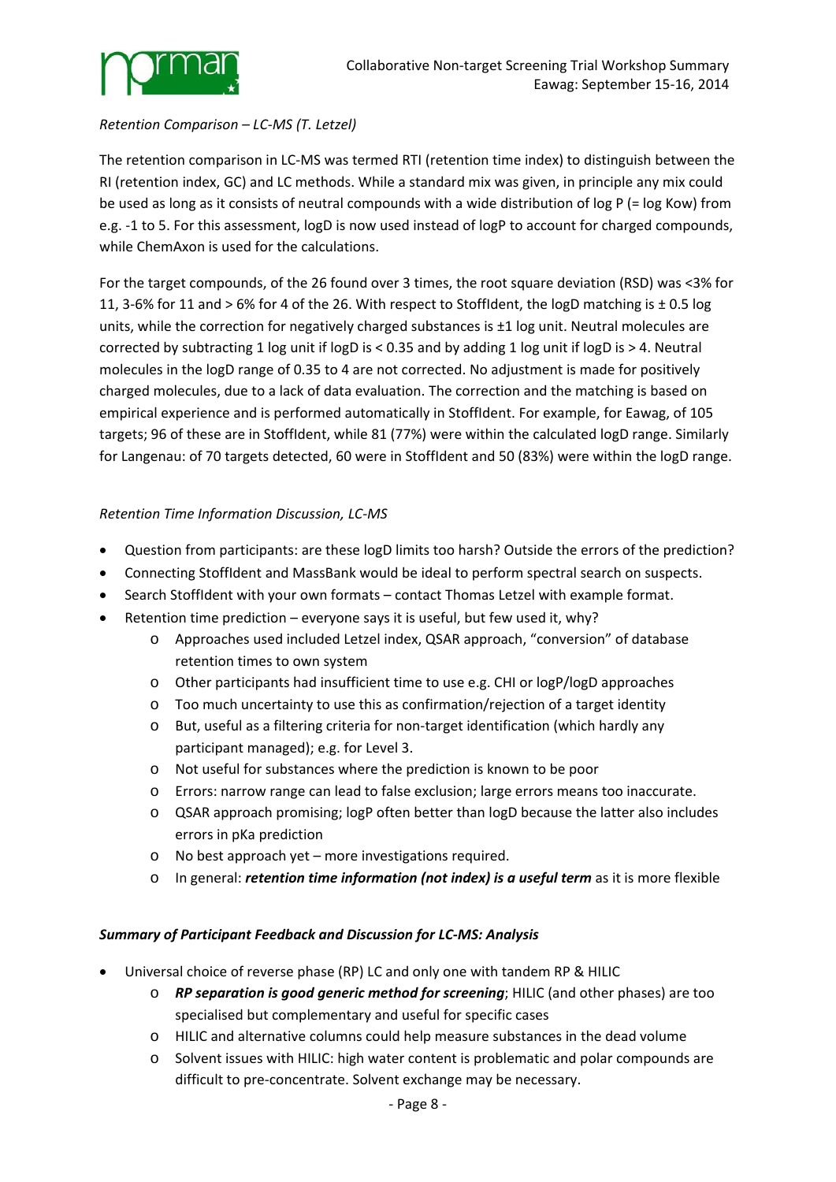*Retention Comparison – LC-MS (T. Letzel)*

The retention comparison in LC-MS was termed RTI (retention time index) to distinguish between the RI (retention index, GC) and LC methods. While a standard mix was given, in principle any mix could be used as long as it consists of neutral compounds with a wide distribution of log P (= log Kow) from e.g. -1 to 5. For this assessment, logD is now used instead of logP to account for charged compounds, while ChemAxon is used for the calculations.

For the target compounds, of the 26 found over 3 times, the root square deviation (RSD) was <3% for 11, 3-6% for 11 and > 6% for 4 of the 26. With respect to StoffIdent, the logD matching is ± 0.5 log units, while the correction for negatively charged substances is ±1 log unit. Neutral molecules are corrected by subtracting 1 log unit if logD is < 0.35 and by adding 1 log unit if logD is > 4. Neutral molecules in the logD range of 0.35 to 4 are not corrected. No adjustment is made for positively charged molecules, due to a lack of data evaluation. The correction and the matching is based on empirical experience and is performed automatically in StoffIdent. For example, for Eawag, of 105 targets; 96 of these are in StoffIdent, while 81 (77%) were within the calculated logD range. Similarly for Langenau: of 70 targets detected, 60 were in StoffIdent and 50 (83%) were within the logD range.

*Retention Time Information Discussion, LC-MS*

- Question from participants: are these logD limits too harsh? Outside the errors of the prediction?
- Connecting StoffIdent and MassBank would be ideal to perform spectral search on suspects.
- Search StoffIdent with your own formats – contact Thomas Letzel with example format.
- Retention time prediction – everyone says it is useful, but few used it, why?
  - Approaches used included Letzel index, QSAR approach, "conversion" of database retention times to own system
  - Other participants had insufficient time to use e.g. CHI or logP/logD approaches
  - Too much uncertainty to use this as confirmation/rejection of a target identity
  - But, useful as a filtering criteria for non-target identification (which hardly any participant managed); e.g. for Level 3.
  - Not useful for substances where the prediction is known to be poor
  - Errors: narrow range can lead to false exclusion; large errors means too inaccurate.
  - QSAR approach promising; logP often better than logD because the latter also includes errors in pKa prediction
  - No best approach yet – more investigations required.
  - In general: ***retention time information (not index) is a useful term*** as it is more flexible

***Summary of Participant Feedback and Discussion for LC-MS: Analysis***

- Universal choice of reverse phase (RP) LC and only one with tandem RP & HILIC
  - ***RP separation is good generic method for screening***; HILIC (and other phases) are too specialised but complementary and useful for specific cases
  - HILIC and alternative columns could help measure substances in the dead volume
  - Solvent issues with HILIC: high water content is problematic and polar compounds are difficult to pre-concentrate. Solvent exchange may be necessary.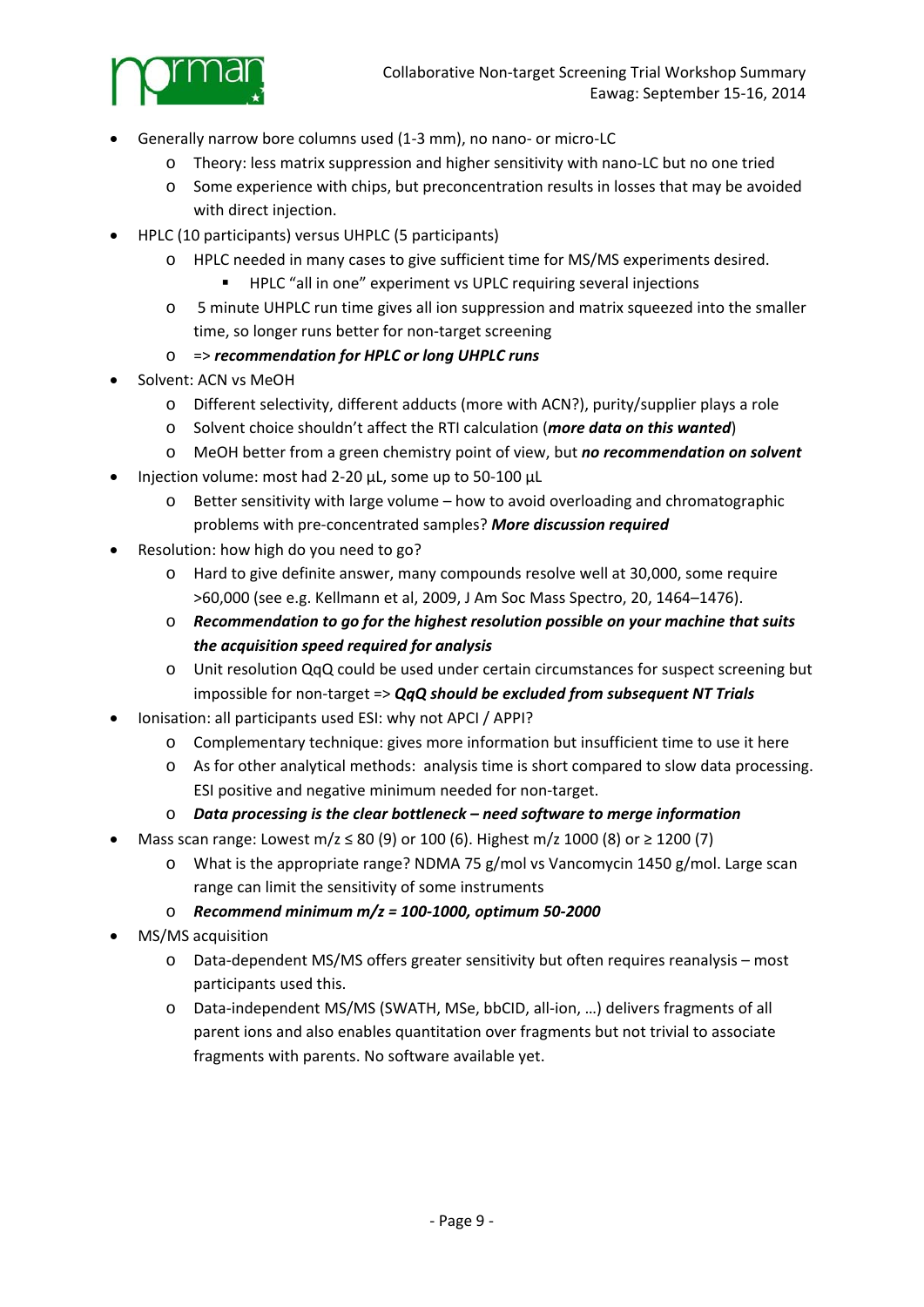- Generally narrow bore columns used (1-3 mm), no nano- or micro-LC
  - Theory: less matrix suppression and higher sensitivity with nano-LC but no one tried
  - Some experience with chips, but preconcentration results in losses that may be avoided with direct injection.
- HPLC (10 participants) versus UHPLC (5 participants)
  - HPLC needed in many cases to give sufficient time for MS/MS experiments desired.
    - HPLC "all in one" experiment vs UPLC requiring several injections
  - 5 minute UHPLC run time gives all ion suppression and matrix squeezed into the smaller time, so longer runs better for non-target screening
  - => ***recommendation for HPLC or long UHPLC runs***
- Solvent: ACN vs MeOH
  - Different selectivity, different adducts (more with ACN?), purity/supplier plays a role
  - Solvent choice shouldn't affect the RTI calculation (***more data on this wanted***)
  - MeOH better from a green chemistry point of view, but ***no recommendation on solvent***
- Injection volume: most had 2-20 µL, some up to 50-100 µL
  - Better sensitivity with large volume – how to avoid overloading and chromatographic problems with pre-concentrated samples? ***More discussion required***
- Resolution: how high do you need to go?
  - Hard to give definite answer, many compounds resolve well at 30,000, some require >60,000 (see e.g. Kellmann et al, 2009, J Am Soc Mass Spectro, 20, 1464–1476).
  - ***Recommendation to go for the highest resolution possible on your machine that suits the acquisition speed required for analysis***
  - Unit resolution QqQ could be used under certain circumstances for suspect screening but impossible for non-target => ***QqQ should be excluded from subsequent NT Trials***
- Ionisation: all participants used ESI: why not APCI / APPI?
  - Complementary technique: gives more information but insufficient time to use it here
  - As for other analytical methods: analysis time is short compared to slow data processing. ESI positive and negative minimum needed for non-target.
  - ***Data processing is the clear bottleneck – need software to merge information***
- Mass scan range: Lowest $m/z \leq 80$ (9) or 100 (6). Highest $m/z$ 1000 (8) or $\geq 1200$ (7)
  - What is the appropriate range? NDMA 75 g/mol vs Vancomycin 1450 g/mol. Large scan range can limit the sensitivity of some instruments
  - ***Recommend minimum m/z = 100-1000, optimum 50-2000***
- MS/MS acquisition
  - Data-dependent MS/MS offers greater sensitivity but often requires reanalysis – most participants used this.
  - Data-independent MS/MS (SWATH, MSe, bbCID, all-ion, …) delivers fragments of all parent ions and also enables quantitation over fragments but not trivial to associate fragments with parents. No software available yet.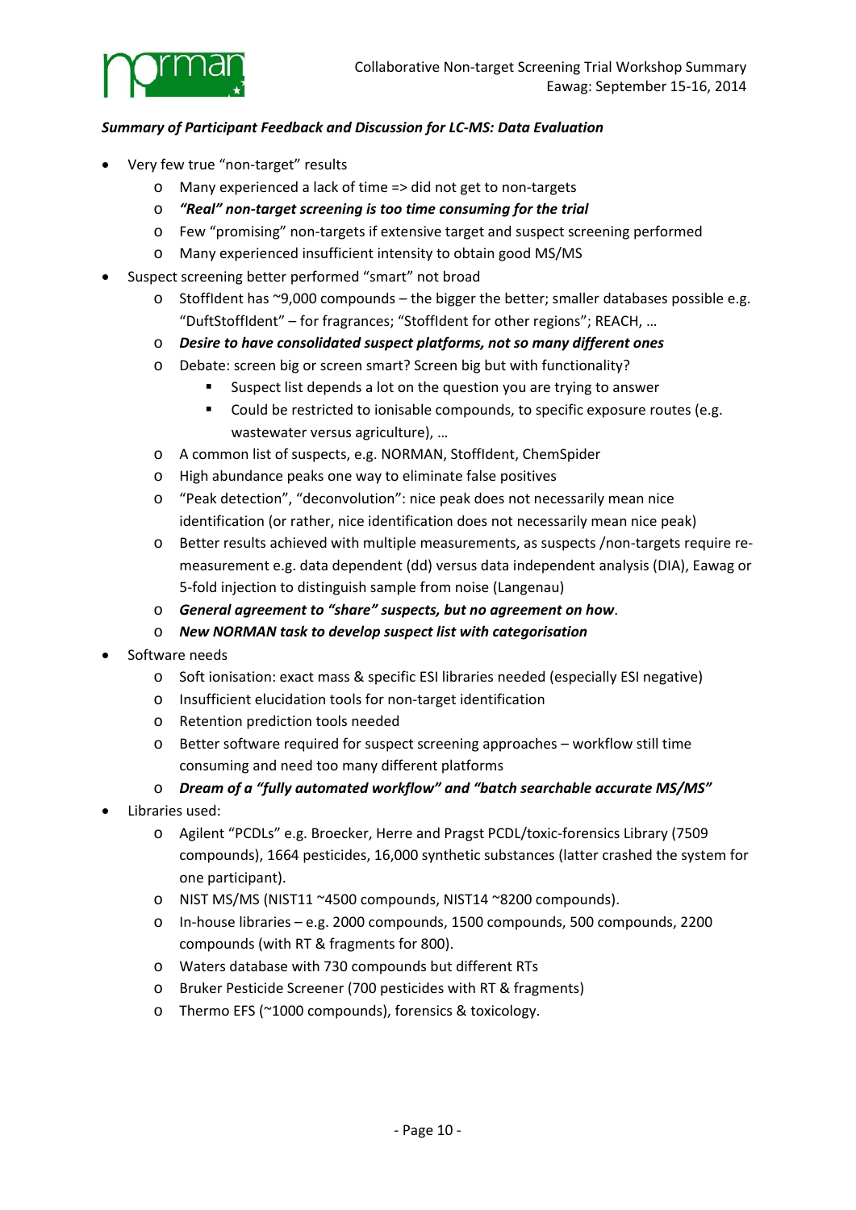***Summary of Participant Feedback and Discussion for LC-MS: Data Evaluation***

- Very few true "non-target" results
  - Many experienced a lack of time => did not get to non-targets
  - ***"Real" non-target screening is too time consuming for the trial***
  - Few "promising" non-targets if extensive target and suspect screening performed
  - Many experienced insufficient intensity to obtain good MS/MS
- Suspect screening better performed "smart" not broad
  - StoffIdent has ~9,000 compounds – the bigger the better; smaller databases possible e.g. "DuftStoffIdent" – for fragrances; "StoffIdent for other regions"; REACH, …
  - ***Desire to have consolidated suspect platforms, not so many different ones***
  - Debate: screen big or screen smart? Screen big but with functionality?
    - Suspect list depends a lot on the question you are trying to answer
    - Could be restricted to ionisable compounds, to specific exposure routes (e.g. wastewater versus agriculture), …
  - A common list of suspects, e.g. NORMAN, StoffIdent, ChemSpider
  - High abundance peaks one way to eliminate false positives
  - "Peak detection", "deconvolution": nice peak does not necessarily mean nice identification (or rather, nice identification does not necessarily mean nice peak)
  - Better results achieved with multiple measurements, as suspects /non-targets require re-measurement e.g. data dependent (dd) versus data independent analysis (DIA), Eawag or 5-fold injection to distinguish sample from noise (Langenau)
  - ***General agreement to "share" suspects, but no agreement on how***.
  - ***New NORMAN task to develop suspect list with categorisation***
- Software needs
  - Soft ionisation: exact mass & specific ESI libraries needed (especially ESI negative)
  - Insufficient elucidation tools for non-target identification
  - Retention prediction tools needed
  - Better software required for suspect screening approaches – workflow still time consuming and need too many different platforms
  - ***Dream of a "fully automated workflow" and "batch searchable accurate MS/MS"***
- Libraries used:
  - Agilent "PCDLs" e.g. Broecker, Herre and Pragst PCDL/toxic-forensics Library (7509 compounds), 1664 pesticides, 16,000 synthetic substances (latter crashed the system for one participant).
  - NIST MS/MS (NIST11 ~4500 compounds, NIST14 ~8200 compounds).
  - In-house libraries – e.g. 2000 compounds, 1500 compounds, 500 compounds, 2200 compounds (with RT & fragments for 800).
  - Waters database with 730 compounds but different RTs
  - Bruker Pesticide Screener (700 pesticides with RT & fragments)
  - Thermo EFS (~1000 compounds), forensics & toxicology.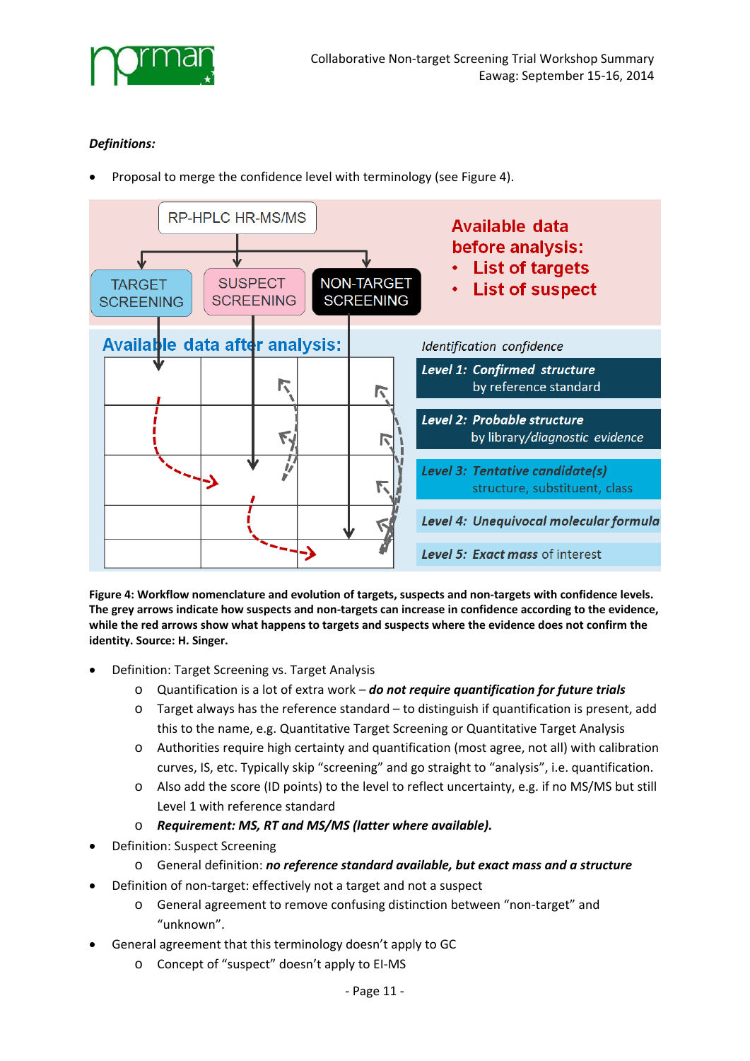***Definitions:***

- Proposal to merge the confidence level with terminology (see Figure 4).

**Figure 4: Workflow nomenclature and evolution of targets, suspects and non-targets with confidence levels. The grey arrows indicate how suspects and non-targets can increase in confidence according to the evidence, while the red arrows show what happens to targets and suspects where the evidence does not confirm the identity. Source: H. Singer.**

- Definition: Target Screening vs. Target Analysis
  - Quantification is a lot of extra work – ***do not require quantification for future trials***
  - Target always has the reference standard – to distinguish if quantification is present, add this to the name, e.g. Quantitative Target Screening or Quantitative Target Analysis
  - Authorities require high certainty and quantification (most agree, not all) with calibration curves, IS, etc. Typically skip "screening" and go straight to "analysis", i.e. quantification.
  - Also add the score (ID points) to the level to reflect uncertainty, e.g. if no MS/MS but still Level 1 with reference standard
  - ***Requirement: MS, RT and MS/MS (latter where available).***
- Definition: Suspect Screening
  - General definition: ***no reference standard available, but exact mass and a structure***
- Definition of non-target: effectively not a target and not a suspect
  - General agreement to remove confusing distinction between "non-target" and "unknown".
- General agreement that this terminology doesn't apply to GC
  - Concept of "suspect" doesn't apply to EI-MS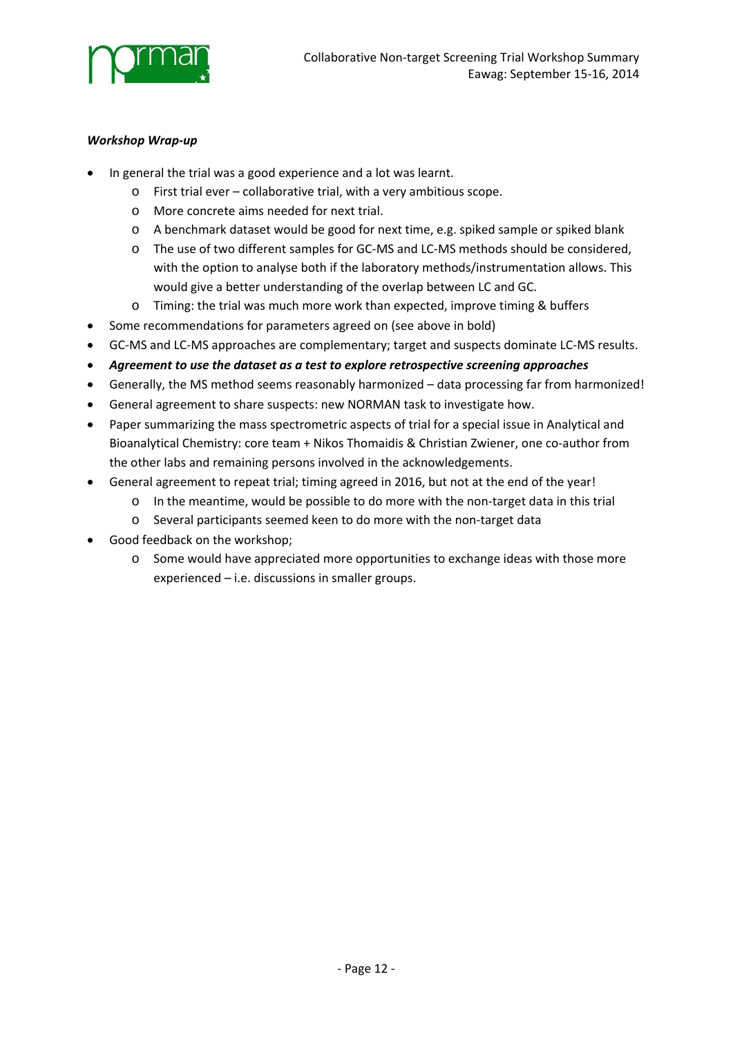***Workshop Wrap-up***

- In general the trial was a good experience and a lot was learnt.
  - First trial ever – collaborative trial, with a very ambitious scope.
  - More concrete aims needed for next trial.
  - A benchmark dataset would be good for next time, e.g. spiked sample or spiked blank
  - The use of two different samples for GC-MS and LC-MS methods should be considered, with the option to analyse both if the laboratory methods/instrumentation allows. This would give a better understanding of the overlap between LC and GC.
  - Timing: the trial was much more work than expected, improve timing & buffers
- Some recommendations for parameters agreed on (see above in bold)
- GC-MS and LC-MS approaches are complementary; target and suspects dominate LC-MS results.
- ***Agreement to use the dataset as a test to explore retrospective screening approaches***
- Generally, the MS method seems reasonably harmonized – data processing far from harmonized!
- General agreement to share suspects: new NORMAN task to investigate how.
- Paper summarizing the mass spectrometric aspects of trial for a special issue in Analytical and Bioanalytical Chemistry: core team + Nikos Thomaidis & Christian Zwiener, one co-author from the other labs and remaining persons involved in the acknowledgements.
- General agreement to repeat trial; timing agreed in 2016, but not at the end of the year!
  - In the meantime, would be possible to do more with the non-target data in this trial
  - Several participants seemed keen to do more with the non-target data
- Good feedback on the workshop;
  - Some would have appreciated more opportunities to exchange ideas with those more experienced – i.e. discussions in smaller groups.